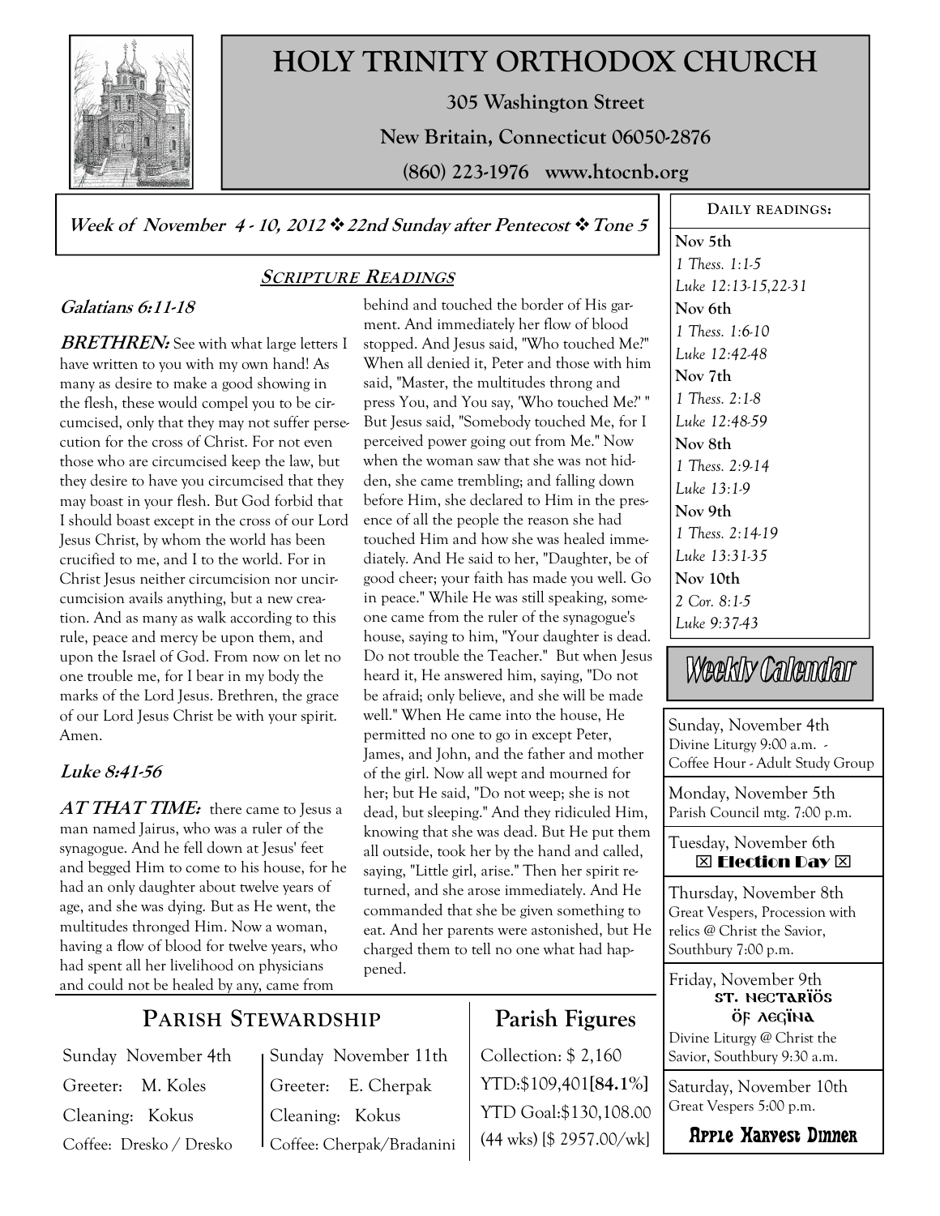# HOLY TRINITY ORTHODOX CHURCH

305 Washington Street

New Britain, Connecticut 06050-2876

(860) 223-1976 www.htocnb.org

***Week of November 4 - 10, 2012 ❖ 22nd Sunday after Pentecost ❖ Tone 5***

## SCRIPTURE READINGS

### *Galatians 6:11-18*

***BRETHREN:*** See with what large letters I have written to you with my own hand! As many as desire to make a good showing in the flesh, these would compel you to be circumcised, only that they may not suffer persecution for the cross of Christ. For not even those who are circumcised keep the law, but they desire to have you circumcised that they may boast in your flesh. But God forbid that I should boast except in the cross of our Lord Jesus Christ, by whom the world has been crucified to me, and I to the world. For in Christ Jesus neither circumcision nor uncircumcision avails anything, but a new creation. And as many as walk according to this rule, peace and mercy be upon them, and upon the Israel of God. From now on let no one trouble me, for I bear in my body the marks of the Lord Jesus. Brethren, the grace of our Lord Jesus Christ be with your spirit. Amen.

### *Luke 8:41-56*

***AT THAT TIME:*** there came to Jesus a man named Jairus, who was a ruler of the synagogue. And he fell down at Jesus' feet and begged Him to come to his house, for he had an only daughter about twelve years of age, and she was dying. But as He went, the multitudes thronged Him. Now a woman, having a flow of blood for twelve years, who had spent all her livelihood on physicians and could not be healed by any, came from behind and touched the border of His garment. And immediately her flow of blood stopped. And Jesus said, "Who touched Me?" When all denied it, Peter and those with him said, "Master, the multitudes throng and press You, and You say, 'Who touched Me?' " But Jesus said, "Somebody touched Me, for I perceived power going out from Me." Now when the woman saw that she was not hidden, she came trembling; and falling down before Him, she declared to Him in the presence of all the people the reason she had touched Him and how she was healed immediately. And He said to her, "Daughter, be of good cheer; your faith has made you well. Go in peace." While He was still speaking, someone came from the ruler of the synagogue's house, saying to him, "Your daughter is dead. Do not trouble the Teacher." But when Jesus heard it, He answered him, saying, "Do not be afraid; only believe, and she will be made well." When He came into the house, He permitted no one to go in except Peter, James, and John, and the father and mother of the girl. Now all wept and mourned for her; but He said, "Do not weep; she is not dead, but sleeping." And they ridiculed Him, knowing that she was dead. But He put them all outside, took her by the hand and called, saying, "Little girl, arise." Then her spirit returned, and she arose immediately. And He commanded that she be given something to eat. And her parents were astonished, but He charged them to tell no one what had happened.

## PARISH STEWARDSHIP

| Sunday November 4th | Sunday November 11th |
|---|---|
| Greeter: M. Koles | Greeter: E. Cherpak |
| Cleaning: Kokus | Cleaning: Kokus |
| Coffee: Dresko / Dresko | Coffee: Cherpak/Bradanini |

## Parish Figures

Collection: $ 2,160

YTD:$109,401**[84.1%]**

YTD Goal:$130,108.00

(44 wks) [$ 2957.00/wk]

## DAILY READINGS:

**Nov 5th**
*1 Thess. 1:1-5*
*Luke 12:13-15,22-31*

**Nov 6th**
*1 Thess. 1:6-10*
*Luke 12:42-48*

**Nov 7th**
*1 Thess. 2:1-8*
*Luke 12:48-59*

**Nov 8th**
*1 Thess. 2:9-14*
*Luke 13:1-9*

**Nov 9th**
*1 Thess. 2:14-19*
*Luke 13:31-35*

**Nov 10th**
*2 Cor. 8:1-5*
*Luke 9:37-43*

## Weekly Calendar

**Sunday, November 4th**
Divine Liturgy 9:00 a.m. - Coffee Hour - Adult Study Group

**Monday, November 5th**
Parish Council mtg. 7:00 p.m.

**Tuesday, November 6th**
☒ Election Day ☒

**Thursday, November 8th**
Great Vespers, Procession with relics @ Christ the Savior, Southbury 7:00 p.m.

**Friday, November 9th**
St. Nectarios of Aegina
Divine Liturgy @ Christ the Savior, Southbury 9:30 a.m.

**Saturday, November 10th**
Great Vespers 5:00 p.m.

**Apple Harvest Dinner**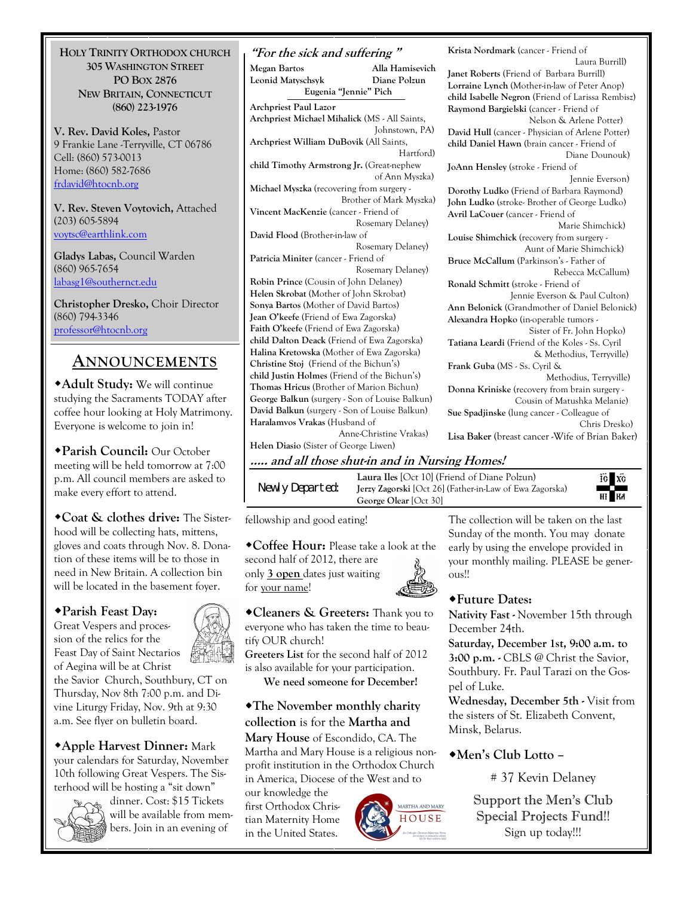**Holy Trinity Orthodox Church**
**305 Washington Street**
**PO Box 2876**
**New Britain, Connecticut**
**(860) 223-1976**

**V. Rev. David Koles,** Pastor
9 Frankie Lane -Terryville, CT 06786
Cell: (860) 573-0013
Home: (860) 582-7686
frdavid@htocnb.org

**V. Rev. Steven Voytovich,** Attached
(203) 605-5894
voytsc@earthlink.com

**Gladys Labas,** Council Warden
(860) 965-7654
labasg1@southernct.edu

**Christopher Dresko,** Choir Director
(860) 794-3346
professor@htocnb.org

## ANNOUNCEMENTS

◆**Adult Study:** We will continue studying the Sacraments TODAY after coffee hour looking at Holy Matrimony. Everyone is welcome to join in!

◆**Parish Council:** Our October meeting will be held tomorrow at 7:00 p.m. All council members are asked to make every effort to attend.

◆**Coat & clothes drive:** The Sisterhood will be collecting hats, mittens, gloves and coats through Nov. 8. Donation of these items will be to those in need in New Britain. A collection bin will be located in the basement foyer.

◆**Parish Feast Day:** Great Vespers and procession of the relics for the Feast Day of Saint Nectarios of Aegina will be at Christ the Savior Church, Southbury, CT on Thursday, Nov 8th 7:00 p.m. and Divine Liturgy Friday, Nov. 9th at 9:30 a.m. See flyer on bulletin board.

◆**Apple Harvest Dinner:** Mark your calendars for Saturday, November 10th following Great Vespers. The Sisterhood will be hosting a "sit down" dinner. Cost: $15 Tickets will be available from members. Join in an evening of fellowship and good eating!

◆**Coffee Hour:** Please take a look at the second half of 2012, there are only **3 open** dates just waiting for your name!

◆**Cleaners & Greeters:** Thank you to everyone who has taken the time to beautify OUR church!
**Greeters List** for the second half of 2012 is also available for your participation.
**We need someone for December!**

◆**The November monthly charity collection** is for the **Martha and Mary House** of Escondido, CA. The Martha and Mary House is a religious non-profit institution in the Orthodox Church in America, Diocese of the West and to our knowledge the first Orthodox Christian Maternity Home in the United States. The collection will be taken on the last Sunday of the month. You may donate early by using the envelope provided in your monthly mailing. PLEASE be generous!!

◆**Future Dates:**
**Nativity Fast -** November 15th through December 24th.
**Saturday, December 1st, 9:00 a.m. to 3:00 p.m. -** CBLS @ Christ the Savior, Southbury. Fr. Paul Tarazi on the Gospel of Luke.
**Wednesday, December 5th -** Visit from the sisters of St. Elizabeth Convent, Minsk, Belarus.

◆**Men's Club Lotto –**

# 37 Kevin Delaney

Support the Men's Club Special Projects Fund!!
Sign up today!!!

### *"For the sick and suffering"*

**Megan Bartos**
**Alla Hamisevich**
**Leonid Matyschsyk**
**Diane Polzun**
**Eugenia "Jennie" Pich**

**Archpriest Paul Lazor**
**Archpriest Michael Mihalick** (MS - All Saints, Johnstown, PA)
**Archpriest William DuBovik** (All Saints, Hartford)
**child Timothy Armstrong Jr.** (Great-nephew of Ann Myszka)
**Michael Myszka** (recovering from surgery - Brother of Mark Myszka)
**Vincent MacKenzie** (cancer - Friend of Rosemary Delaney)
**David Flood** (Brother-in-law of Rosemary Delaney)
**Patricia Miniter** (cancer - Friend of Rosemary Delaney)
**Robin Prince** (Cousin of John Delaney)
**Helen Skrobat** (Mother of John Skrobat)
**Sonya Bartos** (Mother of David Bartos)
**Jean O'keefe** (Friend of Ewa Zagorska)
**Faith O'keefe** (Friend of Ewa Zagorska)
**child Dalton Deack** (Friend of Ewa Zagorska)
**Halina Kretowska** (Mother of Ewa Zagorska)
**Christine Stoj** (Friend of the Bichun's)
**child Justin Holmes** (Friend of the Bichun's)
**Thomas Hricus** (Brother of Marion Bichun)
**George Balkun** (surgery - Son of Louise Balkun)
**David Balkun** (surgery - Son of Louise Balkun)
**Haralamvos Vrakas** (Husband of Anne-Christine Vrakas)
**Helen Diasio** (Sister of George Liwen)
**Krista Nordmark** (cancer - Friend of Laura Burrill)
**Janet Roberts** (Friend of Barbara Burrill)
**Lorraine Lynch** (Mother-in-law of Peter Anop)
**child Isabelle Negron** (Friend of Larissa Rembisz)
**Raymond Bargielski** (cancer - Friend of Nelson & Arlene Potter)
**David Hull** (cancer - Physician of Arlene Potter)
**child Daniel Hawn** (brain cancer - Friend of Diane Dounouk)
**JoAnn Hensley** (stroke - Friend of Jennie Everson)
**Dorothy Ludko** (Friend of Barbara Raymond)
**John Ludko** (stroke- Brother of George Ludko)
**Avril LaCouer** (cancer - Friend of Marie Shimchick)
**Louise Shimchick** (recovery from surgery - Aunt of Marie Shimchick)
**Bruce McCallum** (Parkinson's - Father of Rebecca McCallum)
**Ronald Schmitt** (stroke - Friend of Jennie Everson & Paul Culton)
**Ann Belonick** (Grandmother of Daniel Belonick)
**Alexandra Hopko** (in-operable tumors - Sister of Fr. John Hopko)
**Tatiana Leardi** (Friend of the Koles - Ss. Cyril & Methodius, Terryville)
**Frank Guba** (MS - Ss. Cyril & Methodius, Terryville)
**Donna Kriniske** (recovery from surgery - Cousin of Matushka Melanie)
**Sue Spadjinske** (lung cancer - Colleague of Chris Dresko)
**Lisa Baker** (breast cancer -Wife of Brian Baker)

***..... and all those shut-in and in Nursing Homes!***

**Newly Departed:**
**Laura Iles** [Oct 10] (Friend of Diane Polzun)
**Jerzy Zagorski** [Oct 26] (Father-in-Law of Ewa Zagorska)
**George Olear** [Oct 30]